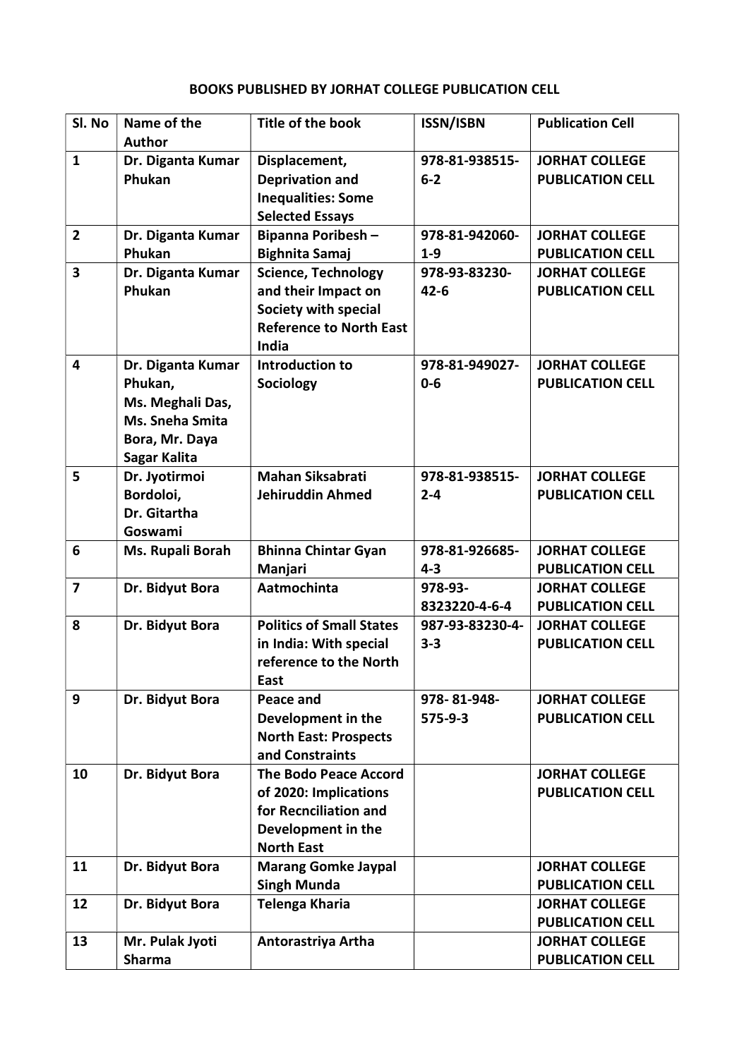## BOOKS PUBLISHED BY JORHAT COLLEGE PUBLICATION CELL

| Sl. No | Name of the Author | Title of the book | ISSN/ISBN | Publication Cell |
|---|---|---|---|---|
| 1 | Dr. Diganta Kumar Phukan | Displacement, Deprivation and Inequalities: Some Selected Essays | 978-81-938515-6-2 | JORHAT COLLEGE PUBLICATION CELL |
| 2 | Dr. Diganta Kumar Phukan | Bipanna Poribesh – Bighnita Samaj | 978-81-942060-1-9 | JORHAT COLLEGE PUBLICATION CELL |
| 3 | Dr. Diganta Kumar Phukan | Science, Technology and their Impact on Society with special Reference to North East India | 978-93-83230-42-6 | JORHAT COLLEGE PUBLICATION CELL |
| 4 | Dr. Diganta Kumar Phukan, Ms. Meghali Das, Ms. Sneha Smita Bora, Mr. Daya Sagar Kalita | Introduction to Sociology | 978-81-949027-0-6 | JORHAT COLLEGE PUBLICATION CELL |
| 5 | Dr. Jyotirmoi Bordoloi, Dr. Gitartha Goswami | Mahan Siksabrati Jehiruddin Ahmed | 978-81-938515-2-4 | JORHAT COLLEGE PUBLICATION CELL |
| 6 | Ms. Rupali Borah | Bhinna Chintar Gyan Manjari | 978-81-926685-4-3 | JORHAT COLLEGE PUBLICATION CELL |
| 7 | Dr. Bidyut Bora | Aatmochinta | 978-93-8323220-4-6-4 | JORHAT COLLEGE PUBLICATION CELL |
| 8 | Dr. Bidyut Bora | Politics of Small States in India: With special reference to the North East | 987-93-83230-4-3-3 | JORHAT COLLEGE PUBLICATION CELL |
| 9 | Dr. Bidyut Bora | Peace and Development in the North East: Prospects and Constraints | 978- 81-948-575-9-3 | JORHAT COLLEGE PUBLICATION CELL |
| 10 | Dr. Bidyut Bora | The Bodo Peace Accord of 2020: Implications for Recnciliation and Development in the North East | | JORHAT COLLEGE PUBLICATION CELL |
| 11 | Dr. Bidyut Bora | Marang Gomke Jaypal Singh Munda | | JORHAT COLLEGE PUBLICATION CELL |
| 12 | Dr. Bidyut Bora | Telenga Kharia | | JORHAT COLLEGE PUBLICATION CELL |
| 13 | Mr. Pulak Jyoti Sharma | Antorastriya Artha | | JORHAT COLLEGE PUBLICATION CELL |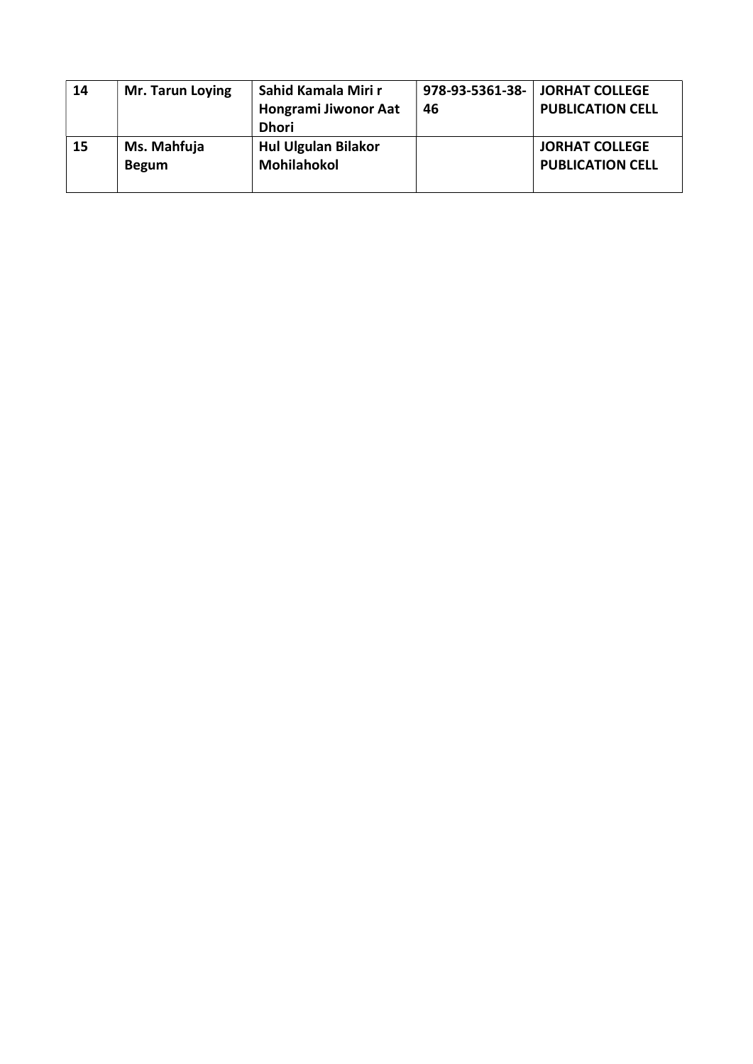| | | | | |
|---|---|---|---|---|
| **14** | **Mr. Tarun Loying** | **Sahid Kamala Miri r Hongrami Jiwonor Aat Dhori** | **978-93-5361-38-46** | **JORHAT COLLEGE PUBLICATION CELL** |
| **15** | **Ms. Mahfuja Begum** | **Hul Ulgulan Bilakor Mohilahokol** | | **JORHAT COLLEGE PUBLICATION CELL** |